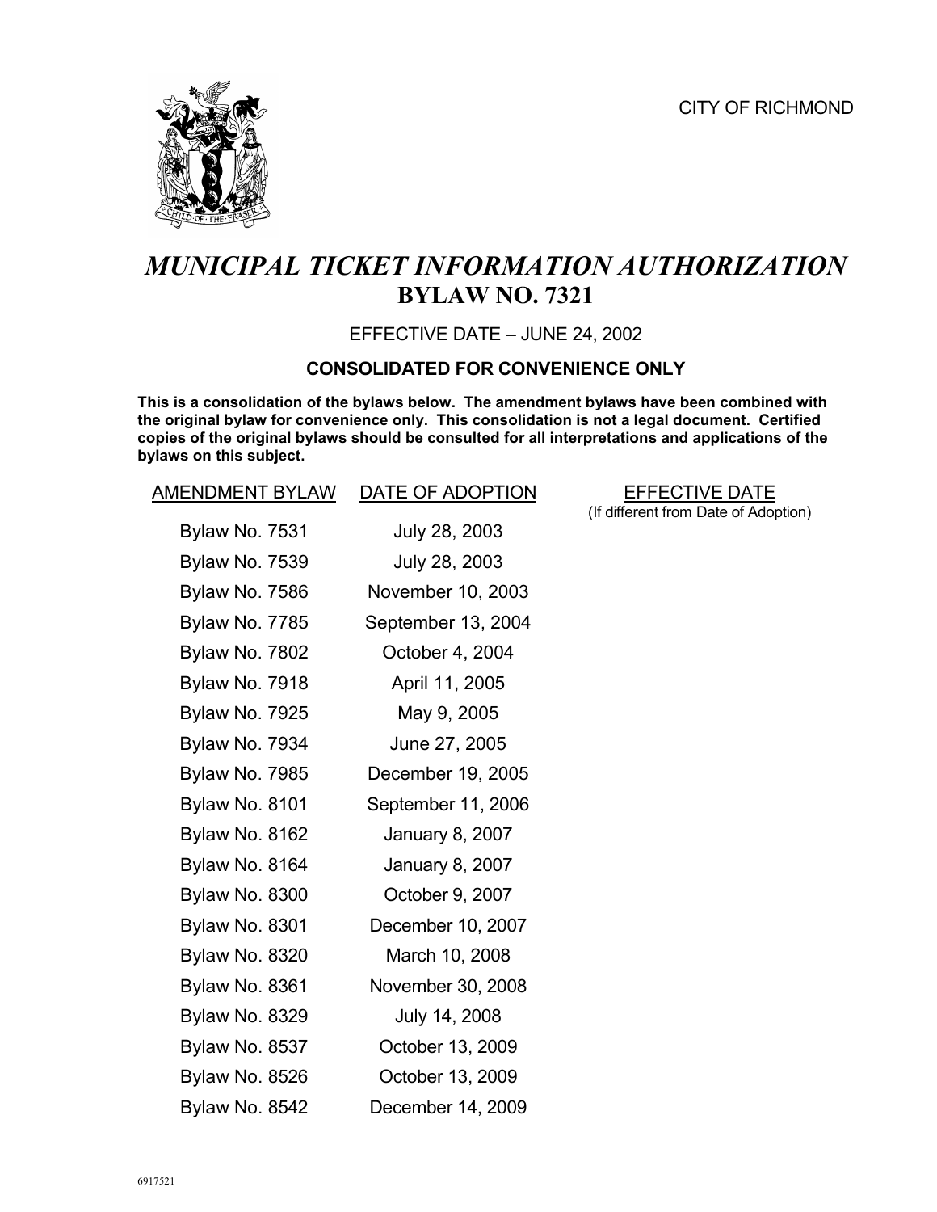CITY OF RICHMOND

# *MUNICIPAL TICKET INFORMATION AUTHORIZATION*
## BYLAW NO. 7321

EFFECTIVE DATE – JUNE 24, 2002

**CONSOLIDATED FOR CONVENIENCE ONLY**

**This is a consolidation of the bylaws below. The amendment bylaws have been combined with the original bylaw for convenience only. This consolidation is not a legal document. Certified copies of the original bylaws should be consulted for all interpretations and applications of the bylaws on this subject.**

| AMENDMENT BYLAW | DATE OF ADOPTION | EFFECTIVE DATE (If different from Date of Adoption) |
|---|---|---|
| Bylaw No. 7531 | July 28, 2003 | |
| Bylaw No. 7539 | July 28, 2003 | |
| Bylaw No. 7586 | November 10, 2003 | |
| Bylaw No. 7785 | September 13, 2004 | |
| Bylaw No. 7802 | October 4, 2004 | |
| Bylaw No. 7918 | April 11, 2005 | |
| Bylaw No. 7925 | May 9, 2005 | |
| Bylaw No. 7934 | June 27, 2005 | |
| Bylaw No. 7985 | December 19, 2005 | |
| Bylaw No. 8101 | September 11, 2006 | |
| Bylaw No. 8162 | January 8, 2007 | |
| Bylaw No. 8164 | January 8, 2007 | |
| Bylaw No. 8300 | October 9, 2007 | |
| Bylaw No. 8301 | December 10, 2007 | |
| Bylaw No. 8320 | March 10, 2008 | |
| Bylaw No. 8361 | November 30, 2008 | |
| Bylaw No. 8329 | July 14, 2008 | |
| Bylaw No. 8537 | October 13, 2009 | |
| Bylaw No. 8526 | October 13, 2009 | |
| Bylaw No. 8542 | December 14, 2009 | |

6917521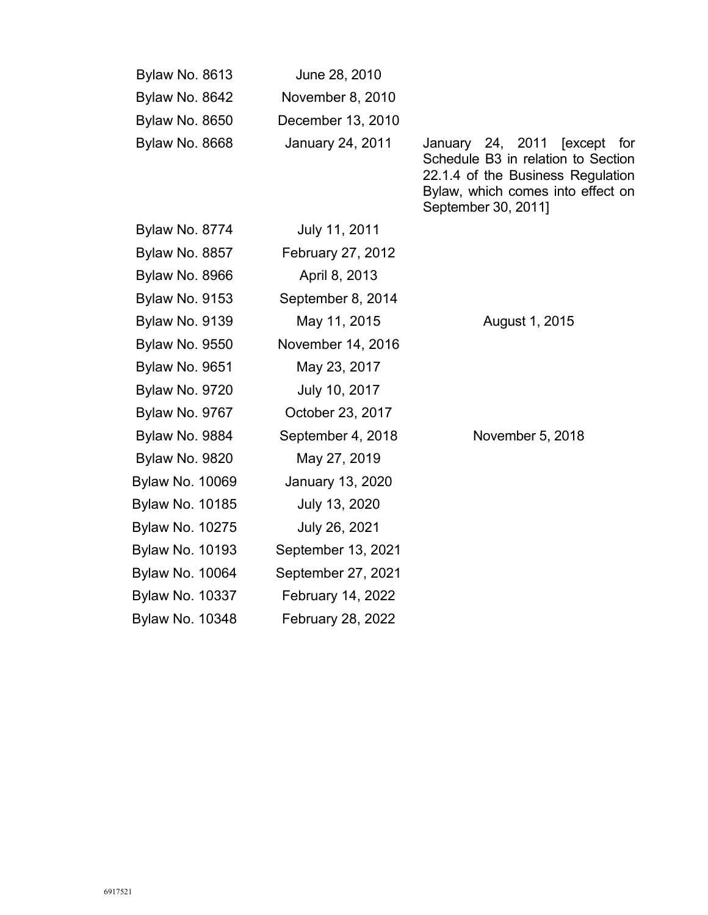| | | |
|---|---|---|
| Bylaw No. 8613 | June 28, 2010 | |
| Bylaw No. 8642 | November 8, 2010 | |
| Bylaw No. 8650 | December 13, 2010 | |
| Bylaw No. 8668 | January 24, 2011 | January 24, 2011 [except for Schedule B3 in relation to Section 22.1.4 of the Business Regulation Bylaw, which comes into effect on September 30, 2011] |
| Bylaw No. 8774 | July 11, 2011 | |
| Bylaw No. 8857 | February 27, 2012 | |
| Bylaw No. 8966 | April 8, 2013 | |
| Bylaw No. 9153 | September 8, 2014 | |
| Bylaw No. 9139 | May 11, 2015 | August 1, 2015 |
| Bylaw No. 9550 | November 14, 2016 | |
| Bylaw No. 9651 | May 23, 2017 | |
| Bylaw No. 9720 | July 10, 2017 | |
| Bylaw No. 9767 | October 23, 2017 | |
| Bylaw No. 9884 | September 4, 2018 | November 5, 2018 |
| Bylaw No. 9820 | May 27, 2019 | |
| Bylaw No. 10069 | January 13, 2020 | |
| Bylaw No. 10185 | July 13, 2020 | |
| Bylaw No. 10275 | July 26, 2021 | |
| Bylaw No. 10193 | September 13, 2021 | |
| Bylaw No. 10064 | September 27, 2021 | |
| Bylaw No. 10337 | February 14, 2022 | |
| Bylaw No. 10348 | February 28, 2022 | |

6917521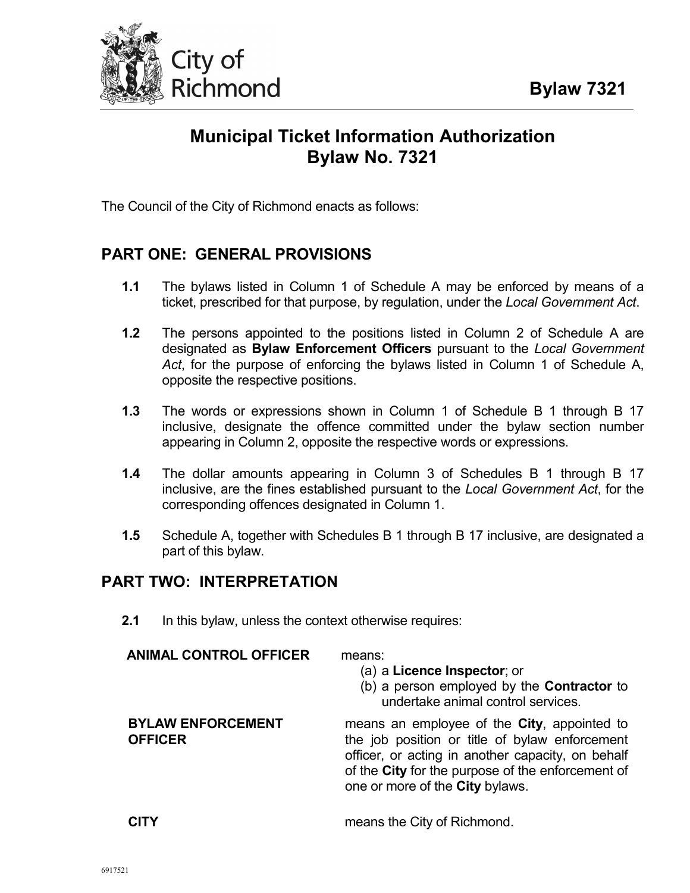**Bylaw 7321**

# Municipal Ticket Information Authorization Bylaw No. 7321

The Council of the City of Richmond enacts as follows:

## PART ONE: GENERAL PROVISIONS

**1.1** The bylaws listed in Column 1 of Schedule A may be enforced by means of a ticket, prescribed for that purpose, by regulation, under the *Local Government Act*.

**1.2** The persons appointed to the positions listed in Column 2 of Schedule A are designated as **Bylaw Enforcement Officers** pursuant to the *Local Government Act*, for the purpose of enforcing the bylaws listed in Column 1 of Schedule A, opposite the respective positions.

**1.3** The words or expressions shown in Column 1 of Schedule B 1 through B 17 inclusive, designate the offence committed under the bylaw section number appearing in Column 2, opposite the respective words or expressions.

**1.4** The dollar amounts appearing in Column 3 of Schedules B 1 through B 17 inclusive, are the fines established pursuant to the *Local Government Act*, for the corresponding offences designated in Column 1.

**1.5** Schedule A, together with Schedules B 1 through B 17 inclusive, are designated a part of this bylaw.

## PART TWO: INTERPRETATION

**2.1** In this bylaw, unless the context otherwise requires:

**ANIMAL CONTROL OFFICER** means:
(a) a **Licence Inspector**; or
(b) a person employed by the **Contractor** to undertake animal control services.

**BYLAW ENFORCEMENT OFFICER** means an employee of the **City**, appointed to the job position or title of bylaw enforcement officer, or acting in another capacity, on behalf of the **City** for the purpose of the enforcement of one or more of the **City** bylaws.

**CITY** means the City of Richmond.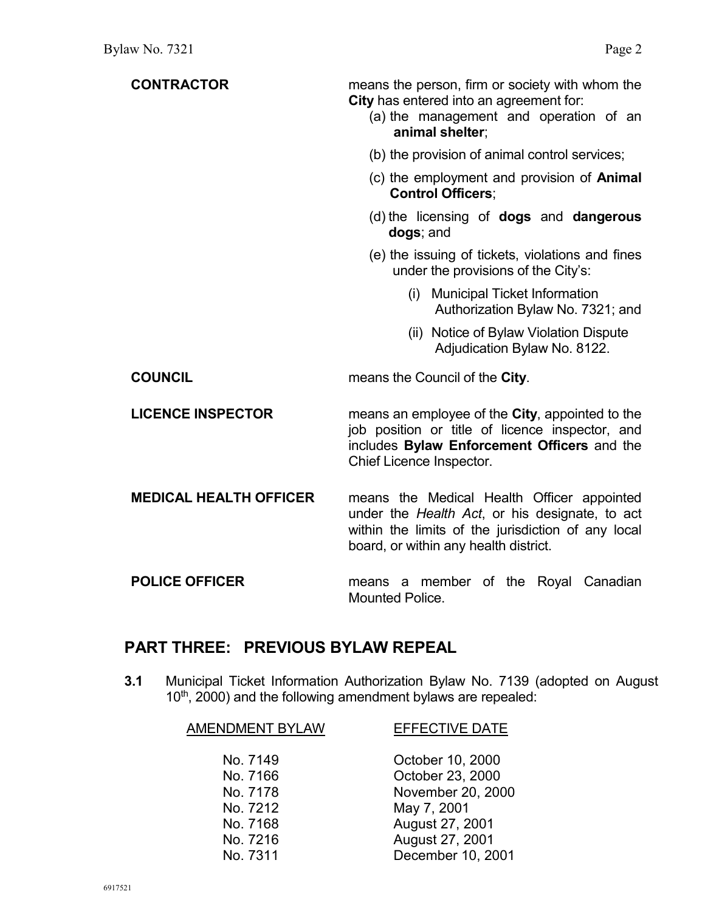**CONTRACTOR** means the person, firm or society with whom the **City** has entered into an agreement for:

(a) the management and operation of an **animal shelter**;

(b) the provision of animal control services;

(c) the employment and provision of **Animal Control Officers**;

(d) the licensing of **dogs** and **dangerous dogs**; and

(e) the issuing of tickets, violations and fines under the provisions of the City's:

(i) Municipal Ticket Information Authorization Bylaw No. 7321; and

(ii) Notice of Bylaw Violation Dispute Adjudication Bylaw No. 8122.

**COUNCIL** means the Council of the **City**.

**LICENCE INSPECTOR** means an employee of the **City**, appointed to the job position or title of licence inspector, and includes **Bylaw Enforcement Officers** and the Chief Licence Inspector.

**MEDICAL HEALTH OFFICER** means the Medical Health Officer appointed under the *Health Act*, or his designate, to act within the limits of the jurisdiction of any local board, or within any health district.

**POLICE OFFICER** means a member of the Royal Canadian Mounted Police.

## PART THREE: PREVIOUS BYLAW REPEAL

**3.1** Municipal Ticket Information Authorization Bylaw No. 7139 (adopted on August 10th, 2000) and the following amendment bylaws are repealed:

| AMENDMENT BYLAW | EFFECTIVE DATE |
| --- | --- |
| No. 7149 | October 10, 2000 |
| No. 7166 | October 23, 2000 |
| No. 7178 | November 20, 2000 |
| No. 7212 | May 7, 2001 |
| No. 7168 | August 27, 2001 |
| No. 7216 | August 27, 2001 |
| No. 7311 | December 10, 2001 |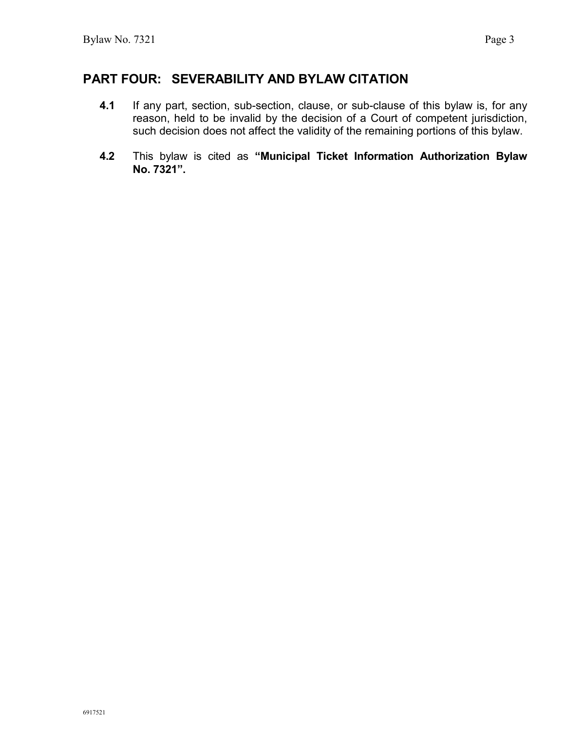## PART FOUR: SEVERABILITY AND BYLAW CITATION

**4.1** If any part, section, sub-section, clause, or sub-clause of this bylaw is, for any reason, held to be invalid by the decision of a Court of competent jurisdiction, such decision does not affect the validity of the remaining portions of this bylaw.

**4.2** This bylaw is cited as **"Municipal Ticket Information Authorization Bylaw No. 7321".**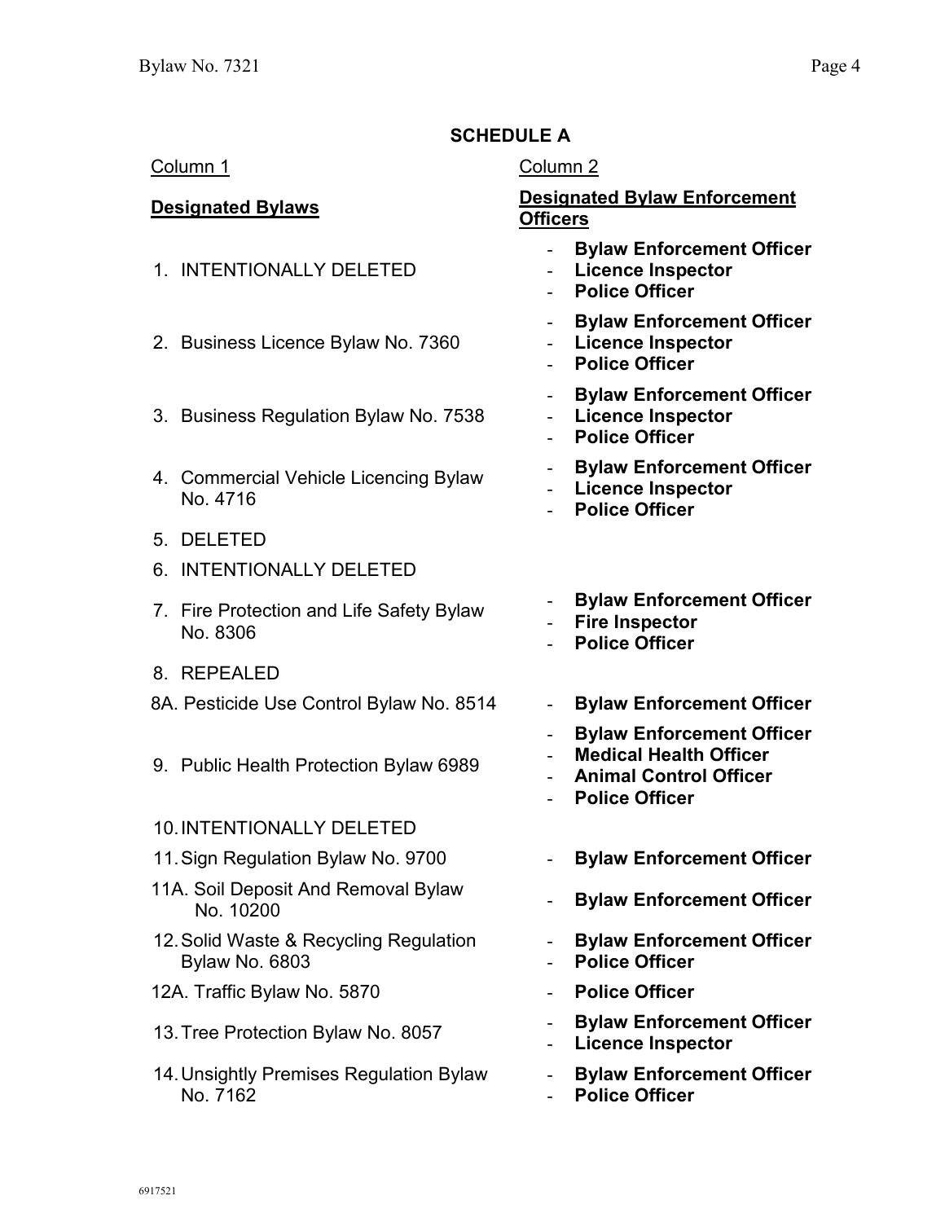## SCHEDULE A

| Column 1<br>**Designated Bylaws** | Column 2<br>**Designated Bylaw Enforcement Officers** |
|---|---|
| 1. INTENTIONALLY DELETED | - **Bylaw Enforcement Officer**<br>- **Licence Inspector**<br>- **Police Officer** |
| 2. Business Licence Bylaw No. 7360 | - **Bylaw Enforcement Officer**<br>- **Licence Inspector**<br>- **Police Officer** |
| 3. Business Regulation Bylaw No. 7538 | - **Bylaw Enforcement Officer**<br>- **Licence Inspector**<br>- **Police Officer** |
| 4. Commercial Vehicle Licencing Bylaw No. 4716 | - **Bylaw Enforcement Officer**<br>- **Licence Inspector**<br>- **Police Officer** |
| 5. DELETED | |
| 6. INTENTIONALLY DELETED | |
| 7. Fire Protection and Life Safety Bylaw No. 8306 | - **Bylaw Enforcement Officer**<br>- **Fire Inspector**<br>- **Police Officer** |
| 8. REPEALED | |
| 8A. Pesticide Use Control Bylaw No. 8514 | - **Bylaw Enforcement Officer** |
| 9. Public Health Protection Bylaw 6989 | - **Bylaw Enforcement Officer**<br>- **Medical Health Officer**<br>- **Animal Control Officer**<br>- **Police Officer** |
| 10. INTENTIONALLY DELETED | |
| 11. Sign Regulation Bylaw No. 9700 | - **Bylaw Enforcement Officer** |
| 11A. Soil Deposit And Removal Bylaw No. 10200 | - **Bylaw Enforcement Officer** |
| 12. Solid Waste & Recycling Regulation Bylaw No. 6803 | - **Bylaw Enforcement Officer**<br>- **Police Officer** |
| 12A. Traffic Bylaw No. 5870 | - **Police Officer** |
| 13. Tree Protection Bylaw No. 8057 | - **Bylaw Enforcement Officer**<br>- **Licence Inspector** |
| 14. Unsightly Premises Regulation Bylaw No. 7162 | - **Bylaw Enforcement Officer**<br>- **Police Officer** |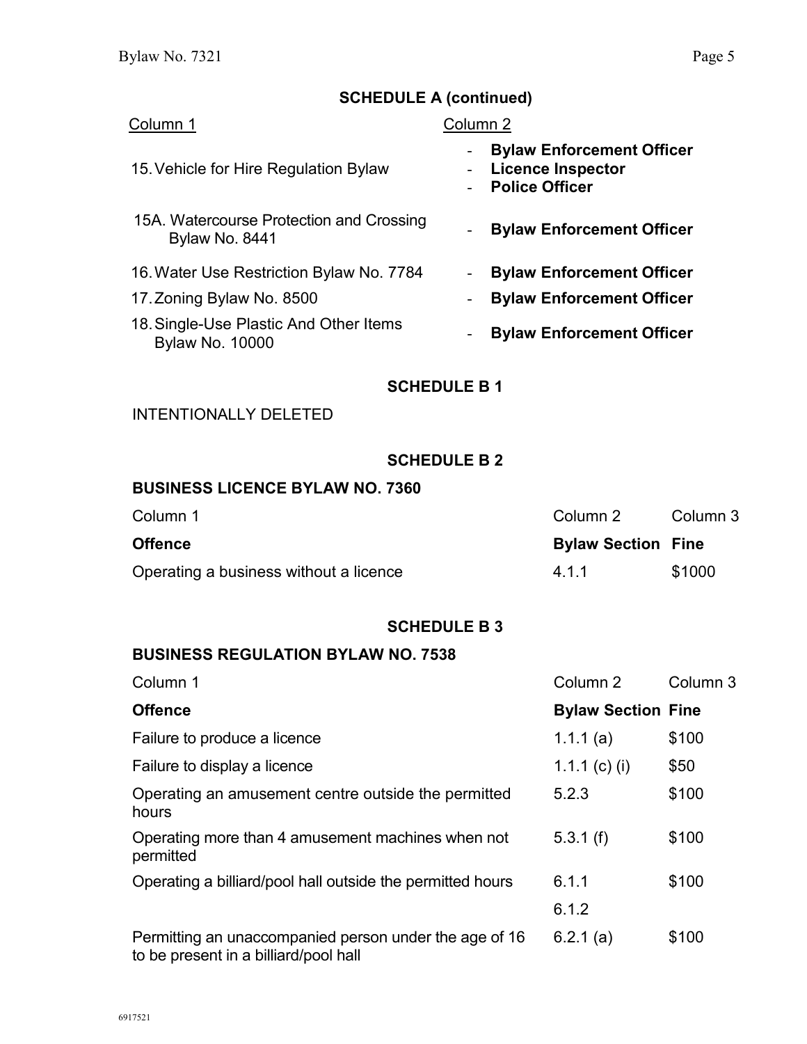## SCHEDULE A (continued)

| Column 1 | Column 2 |
|---|---|
| 15. Vehicle for Hire Regulation Bylaw | - **Bylaw Enforcement Officer**<br>- **Licence Inspector**<br>- **Police Officer** |
| 15A. Watercourse Protection and Crossing Bylaw No. 8441 | - **Bylaw Enforcement Officer** |
| 16. Water Use Restriction Bylaw No. 7784 | - **Bylaw Enforcement Officer** |
| 17. Zoning Bylaw No. 8500 | - **Bylaw Enforcement Officer** |
| 18. Single-Use Plastic And Other Items Bylaw No. 10000 | - **Bylaw Enforcement Officer** |

## SCHEDULE B 1

INTENTIONALLY DELETED

## SCHEDULE B 2

### BUSINESS LICENCE BYLAW NO. 7360

| Column 1 | Column 2 | Column 3 |
|---|---|---|
| **Offence** | **Bylaw Section** | **Fine** |
| Operating a business without a licence | 4.1.1 | $1000 |

## SCHEDULE B 3

### BUSINESS REGULATION BYLAW NO. 7538

| Column 1 | Column 2 | Column 3 |
|---|---|---|
| **Offence** | **Bylaw Section** | **Fine** |
| Failure to produce a licence | 1.1.1 (a) | $100 |
| Failure to display a licence | 1.1.1 (c) (i) | $50 |
| Operating an amusement centre outside the permitted hours | 5.2.3 | $100 |
| Operating more than 4 amusement machines when not permitted | 5.3.1 (f) | $100 |
| Operating a billiard/pool hall outside the permitted hours | 6.1.1 | $100 |
| | 6.1.2 | |
| Permitting an unaccompanied person under the age of 16 to be present in a billiard/pool hall | 6.2.1 (a) | $100 |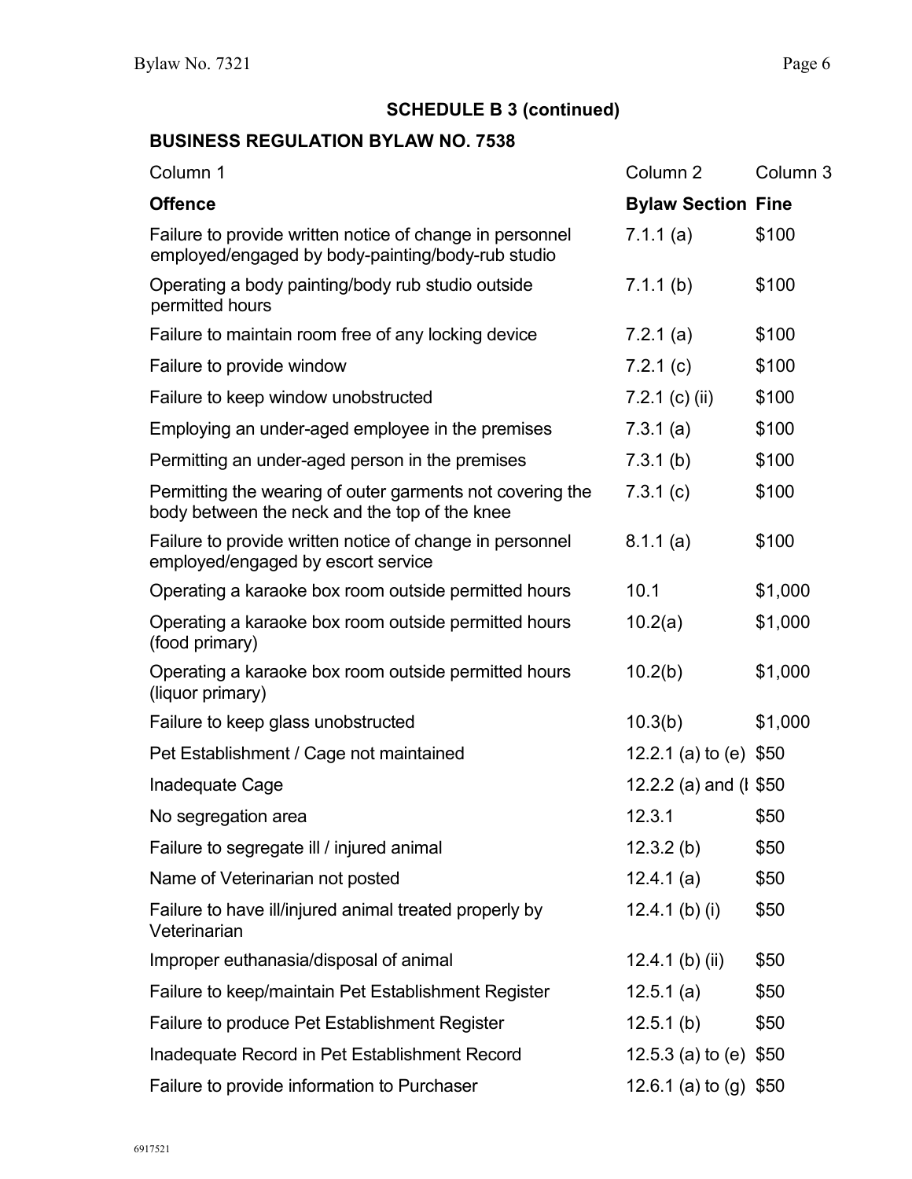## SCHEDULE B 3 (continued)

### BUSINESS REGULATION BYLAW NO. 7538

| Column 1 | Column 2 | Column 3 |
|---|---|---|
| **Offence** | **Bylaw Section** | **Fine** |
| Failure to provide written notice of change in personnel employed/engaged by body-painting/body-rub studio | 7.1.1 (a) | $100 |
| Operating a body painting/body rub studio outside permitted hours | 7.1.1 (b) | $100 |
| Failure to maintain room free of any locking device | 7.2.1 (a) | $100 |
| Failure to provide window | 7.2.1 (c) | $100 |
| Failure to keep window unobstructed | 7.2.1 (c) (ii) | $100 |
| Employing an under-aged employee in the premises | 7.3.1 (a) | $100 |
| Permitting an under-aged person in the premises | 7.3.1 (b) | $100 |
| Permitting the wearing of outer garments not covering the body between the neck and the top of the knee | 7.3.1 (c) | $100 |
| Failure to provide written notice of change in personnel employed/engaged by escort service | 8.1.1 (a) | $100 |
| Operating a karaoke box room outside permitted hours | 10.1 | $1,000 |
| Operating a karaoke box room outside permitted hours (food primary) | 10.2(a) | $1,000 |
| Operating a karaoke box room outside permitted hours (liquor primary) | 10.2(b) | $1,000 |
| Failure to keep glass unobstructed | 10.3(b) | $1,000 |
| Pet Establishment / Cage not maintained | 12.2.1 (a) to (e) | $50 |
| Inadequate Cage | 12.2.2 (a) and (l | $50 |
| No segregation area | 12.3.1 | $50 |
| Failure to segregate ill / injured animal | 12.3.2 (b) | $50 |
| Name of Veterinarian not posted | 12.4.1 (a) | $50 |
| Failure to have ill/injured animal treated properly by Veterinarian | 12.4.1 (b) (i) | $50 |
| Improper euthanasia/disposal of animal | 12.4.1 (b) (ii) | $50 |
| Failure to keep/maintain Pet Establishment Register | 12.5.1 (a) | $50 |
| Failure to produce Pet Establishment Register | 12.5.1 (b) | $50 |
| Inadequate Record in Pet Establishment Record | 12.5.3 (a) to (e) | $50 |
| Failure to provide information to Purchaser | 12.6.1 (a) to (g) | $50 |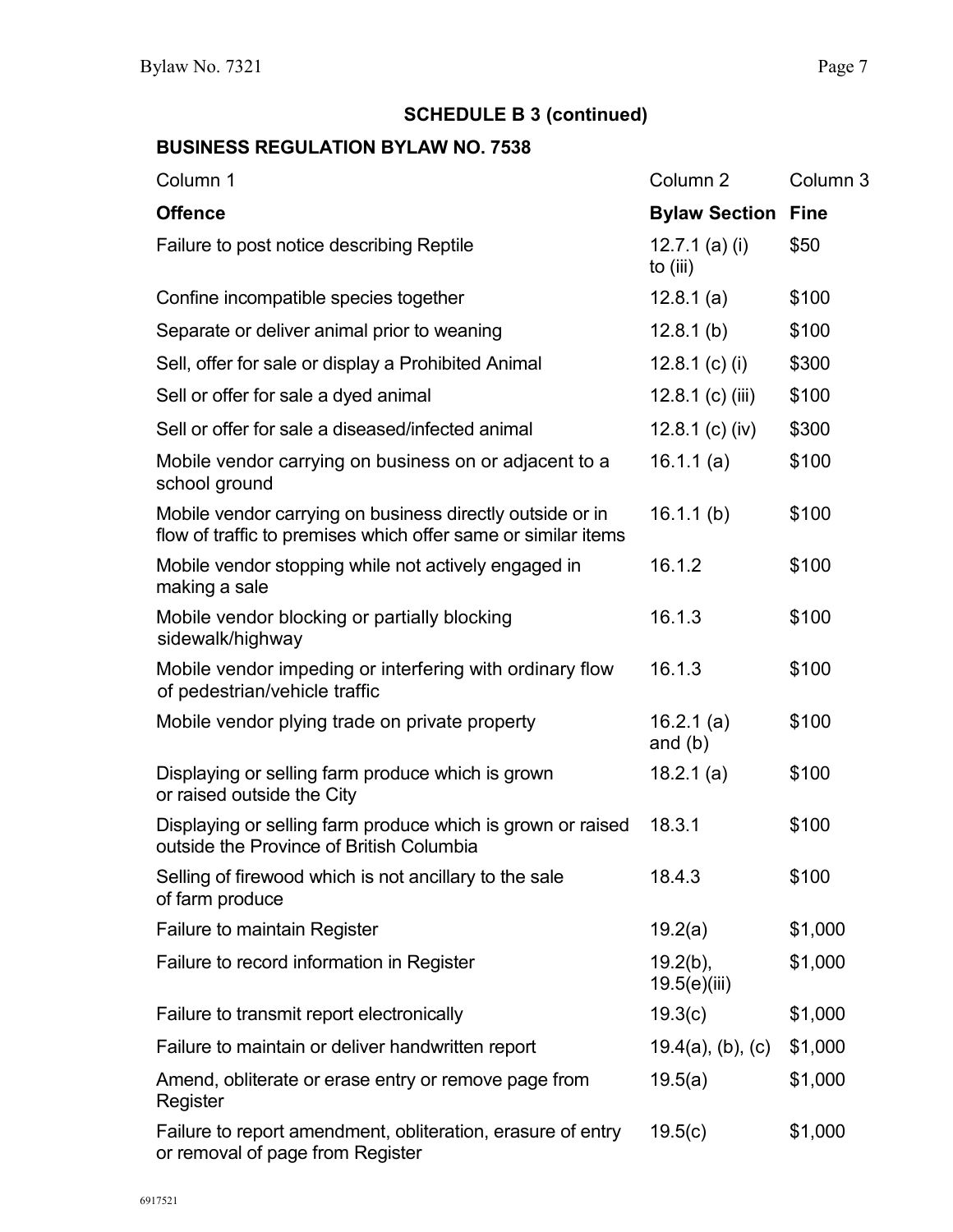## SCHEDULE B 3 (continued)

### BUSINESS REGULATION BYLAW NO. 7538

| Column 1 | Column 2 | Column 3 |
|---|---|---|
| **Offence** | **Bylaw Section** | **Fine** |
| Failure to post notice describing Reptile | 12.7.1 (a) (i) to (iii) | $50 |
| Confine incompatible species together | 12.8.1 (a) | $100 |
| Separate or deliver animal prior to weaning | 12.8.1 (b) | $100 |
| Sell, offer for sale or display a Prohibited Animal | 12.8.1 (c) (i) | $300 |
| Sell or offer for sale a dyed animal | 12.8.1 (c) (iii) | $100 |
| Sell or offer for sale a diseased/infected animal | 12.8.1 (c) (iv) | $300 |
| Mobile vendor carrying on business on or adjacent to a school ground | 16.1.1 (a) | $100 |
| Mobile vendor carrying on business directly outside or in flow of traffic to premises which offer same or similar items | 16.1.1 (b) | $100 |
| Mobile vendor stopping while not actively engaged in making a sale | 16.1.2 | $100 |
| Mobile vendor blocking or partially blocking sidewalk/highway | 16.1.3 | $100 |
| Mobile vendor impeding or interfering with ordinary flow of pedestrian/vehicle traffic | 16.1.3 | $100 |
| Mobile vendor plying trade on private property | 16.2.1 (a) and (b) | $100 |
| Displaying or selling farm produce which is grown or raised outside the City | 18.2.1 (a) | $100 |
| Displaying or selling farm produce which is grown or raised outside the Province of British Columbia | 18.3.1 | $100 |
| Selling of firewood which is not ancillary to the sale of farm produce | 18.4.3 | $100 |
| Failure to maintain Register | 19.2(a) | $1,000 |
| Failure to record information in Register | 19.2(b), 19.5(e)(iii) | $1,000 |
| Failure to transmit report electronically | 19.3(c) | $1,000 |
| Failure to maintain or deliver handwritten report | 19.4(a), (b), (c) | $1,000 |
| Amend, obliterate or erase entry or remove page from Register | 19.5(a) | $1,000 |
| Failure to report amendment, obliteration, erasure of entry or removal of page from Register | 19.5(c) | $1,000 |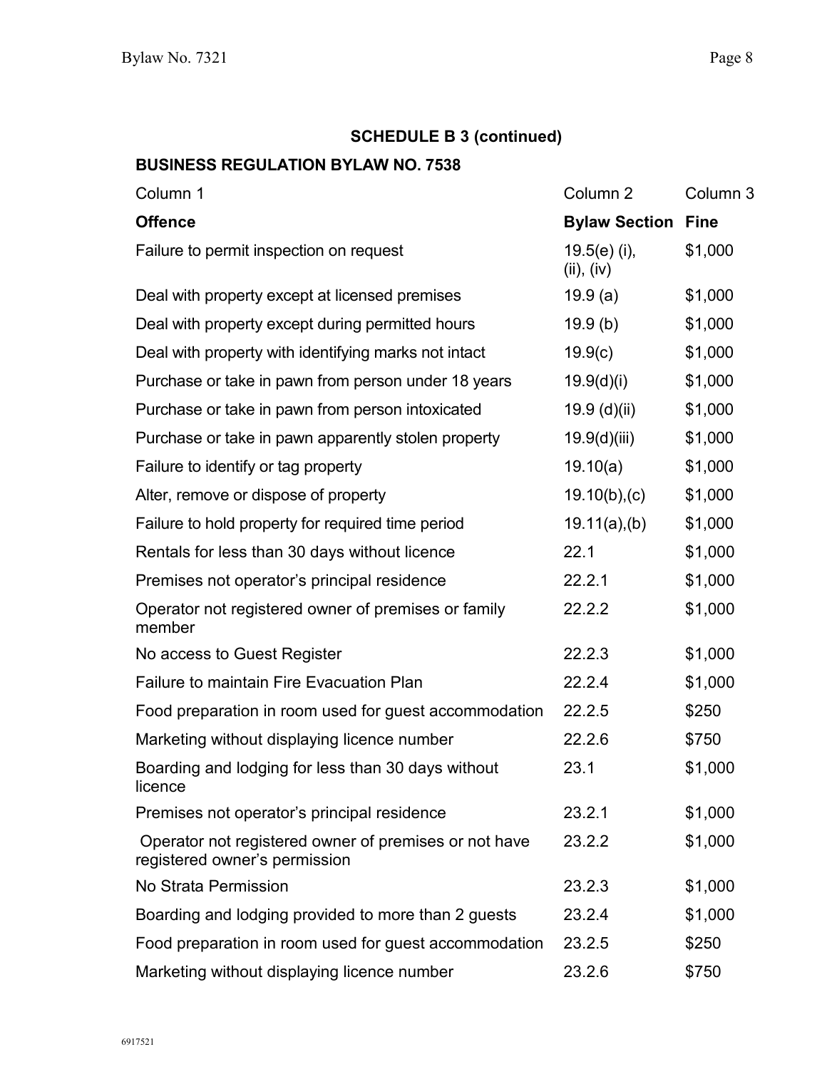## SCHEDULE B 3 (continued)

### BUSINESS REGULATION BYLAW NO. 7538

| Column 1 | Column 2 | Column 3 |
| --- | --- | --- |
| **Offence** | **Bylaw Section** | **Fine** |
| Failure to permit inspection on request | 19.5(e) (i), (ii), (iv) | $1,000 |
| Deal with property except at licensed premises | 19.9 (a) | $1,000 |
| Deal with property except during permitted hours | 19.9 (b) | $1,000 |
| Deal with property with identifying marks not intact | 19.9(c) | $1,000 |
| Purchase or take in pawn from person under 18 years | 19.9(d)(i) | $1,000 |
| Purchase or take in pawn from person intoxicated | 19.9 (d)(ii) | $1,000 |
| Purchase or take in pawn apparently stolen property | 19.9(d)(iii) | $1,000 |
| Failure to identify or tag property | 19.10(a) | $1,000 |
| Alter, remove or dispose of property | 19.10(b),(c) | $1,000 |
| Failure to hold property for required time period | 19.11(a),(b) | $1,000 |
| Rentals for less than 30 days without licence | 22.1 | $1,000 |
| Premises not operator's principal residence | 22.2.1 | $1,000 |
| Operator not registered owner of premises or family member | 22.2.2 | $1,000 |
| No access to Guest Register | 22.2.3 | $1,000 |
| Failure to maintain Fire Evacuation Plan | 22.2.4 | $1,000 |
| Food preparation in room used for guest accommodation | 22.2.5 | $250 |
| Marketing without displaying licence number | 22.2.6 | $750 |
| Boarding and lodging for less than 30 days without licence | 23.1 | $1,000 |
| Premises not operator's principal residence | 23.2.1 | $1,000 |
| Operator not registered owner of premises or not have registered owner's permission | 23.2.2 | $1,000 |
| No Strata Permission | 23.2.3 | $1,000 |
| Boarding and lodging provided to more than 2 guests | 23.2.4 | $1,000 |
| Food preparation in room used for guest accommodation | 23.2.5 | $250 |
| Marketing without displaying licence number | 23.2.6 | $750 |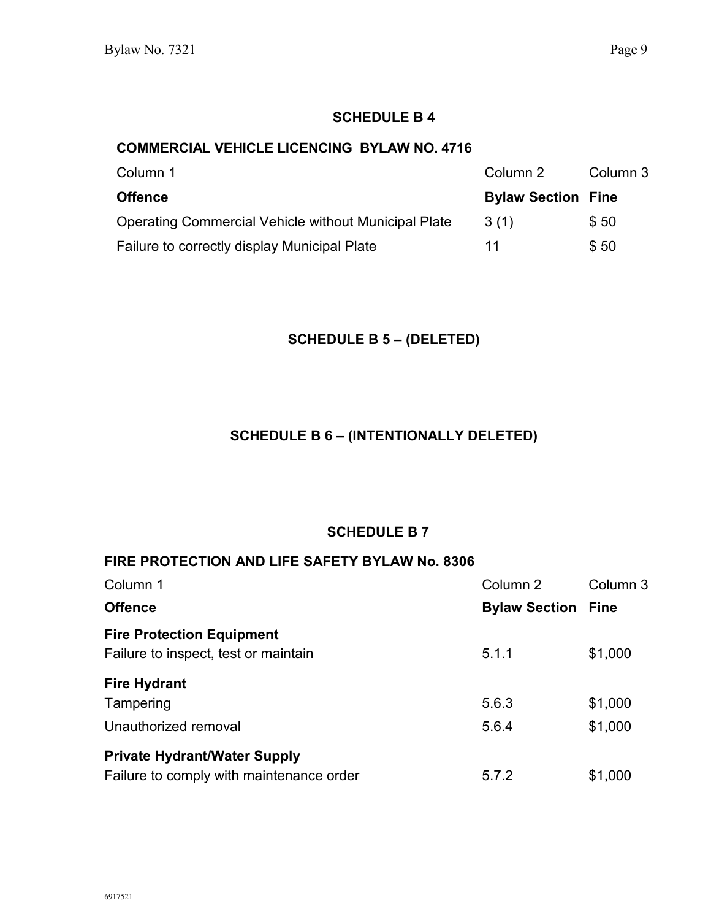## SCHEDULE B 4

**COMMERCIAL VEHICLE LICENCING BYLAW NO. 4716**

| Column 1 | Column 2 | Column 3 |
|---|---|---|
| **Offence** | **Bylaw Section** | **Fine** |
| Operating Commercial Vehicle without Municipal Plate | 3 (1) | $ 50 |
| Failure to correctly display Municipal Plate | 11 | $ 50 |

## SCHEDULE B 5 – (DELETED)

## SCHEDULE B 6 – (INTENTIONALLY DELETED)

## SCHEDULE B 7

**FIRE PROTECTION AND LIFE SAFETY BYLAW No. 8306**

| Column 1 | Column 2 | Column 3 |
|---|---|---|
| **Offence** | **Bylaw Section** | **Fine** |
| **Fire Protection Equipment** | | |
| Failure to inspect, test or maintain | 5.1.1 | $1,000 |
| **Fire Hydrant** | | |
| Tampering | 5.6.3 | $1,000 |
| Unauthorized removal | 5.6.4 | $1,000 |
| **Private Hydrant/Water Supply** | | |
| Failure to comply with maintenance order | 5.7.2 | $1,000 |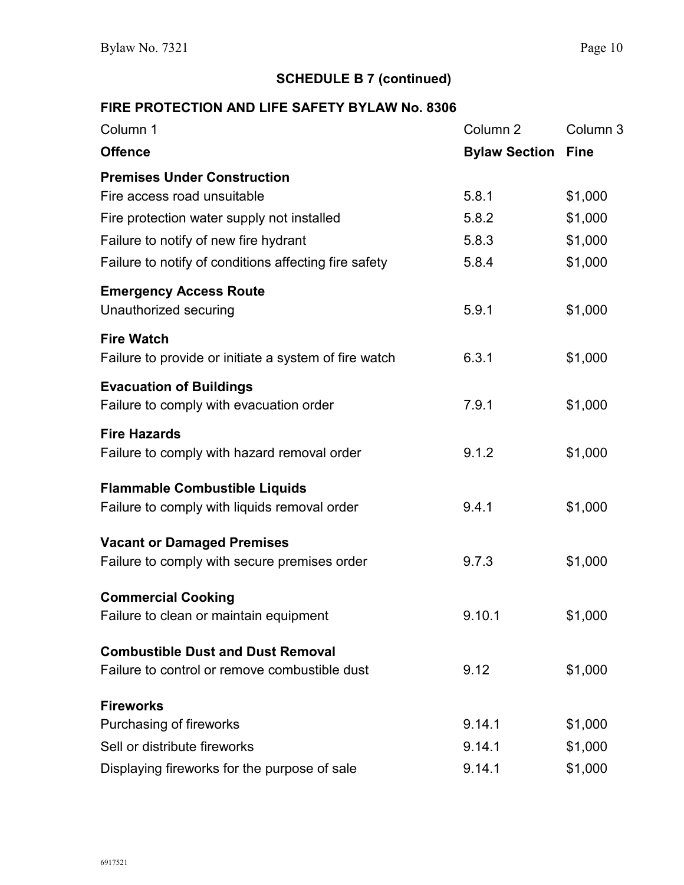## SCHEDULE B 7 (continued)

### FIRE PROTECTION AND LIFE SAFETY BYLAW No. 8306

| Column 1 | Column 2 | Column 3 |
|---|---|---|
| **Offence** | **Bylaw Section** | **Fine** |
| **Premises Under Construction** | | |
| Fire access road unsuitable | 5.8.1 | $1,000 |
| Fire protection water supply not installed | 5.8.2 | $1,000 |
| Failure to notify of new fire hydrant | 5.8.3 | $1,000 |
| Failure to notify of conditions affecting fire safety | 5.8.4 | $1,000 |
| **Emergency Access Route** | | |
| Unauthorized securing | 5.9.1 | $1,000 |
| **Fire Watch** | | |
| Failure to provide or initiate a system of fire watch | 6.3.1 | $1,000 |
| **Evacuation of Buildings** | | |
| Failure to comply with evacuation order | 7.9.1 | $1,000 |
| **Fire Hazards** | | |
| Failure to comply with hazard removal order | 9.1.2 | $1,000 |
| **Flammable Combustible Liquids** | | |
| Failure to comply with liquids removal order | 9.4.1 | $1,000 |
| **Vacant or Damaged Premises** | | |
| Failure to comply with secure premises order | 9.7.3 | $1,000 |
| **Commercial Cooking** | | |
| Failure to clean or maintain equipment | 9.10.1 | $1,000 |
| **Combustible Dust and Dust Removal** | | |
| Failure to control or remove combustible dust | 9.12 | $1,000 |
| **Fireworks** | | |
| Purchasing of fireworks | 9.14.1 | $1,000 |
| Sell or distribute fireworks | 9.14.1 | $1,000 |
| Displaying fireworks for the purpose of sale | 9.14.1 | $1,000 |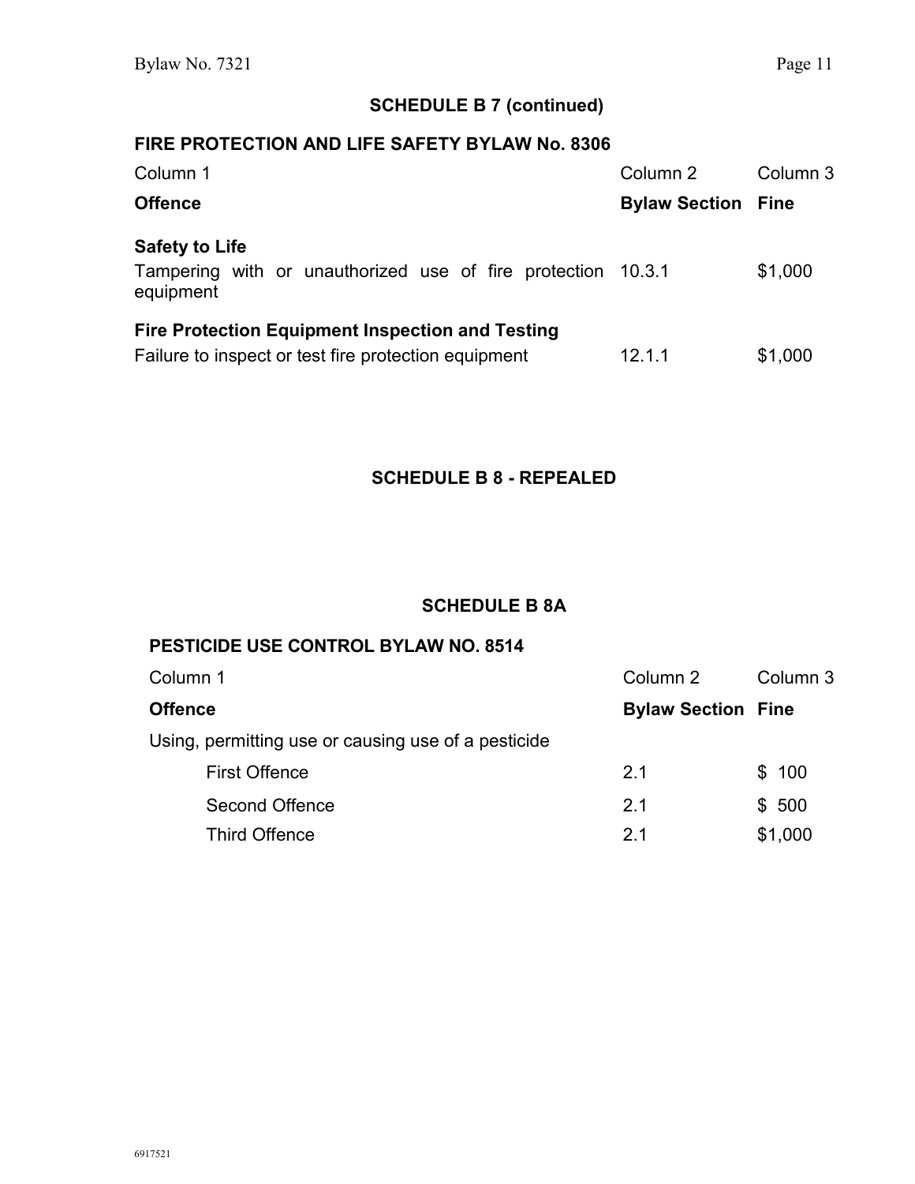## SCHEDULE B 7 (continued)

### FIRE PROTECTION AND LIFE SAFETY BYLAW No. 8306

| Column 1 | Column 2 | Column 3 |
|---|---|---|
| **Offence** | **Bylaw Section** | **Fine** |
| **Safety to Life** | | |
| Tampering with or unauthorized use of fire protection equipment | 10.3.1 | $1,000 |
| **Fire Protection Equipment Inspection and Testing** | | |
| Failure to inspect or test fire protection equipment | 12.1.1 | $1,000 |

## SCHEDULE B 8 - REPEALED

## SCHEDULE B 8A

### PESTICIDE USE CONTROL BYLAW NO. 8514

| Column 1 | Column 2 | Column 3 |
|---|---|---|
| **Offence** | **Bylaw Section** | **Fine** |
| Using, permitting use or causing use of a pesticide | | |
| First Offence | 2.1 | $ 100 |
| Second Offence | 2.1 | $ 500 |
| Third Offence | 2.1 | $1,000 |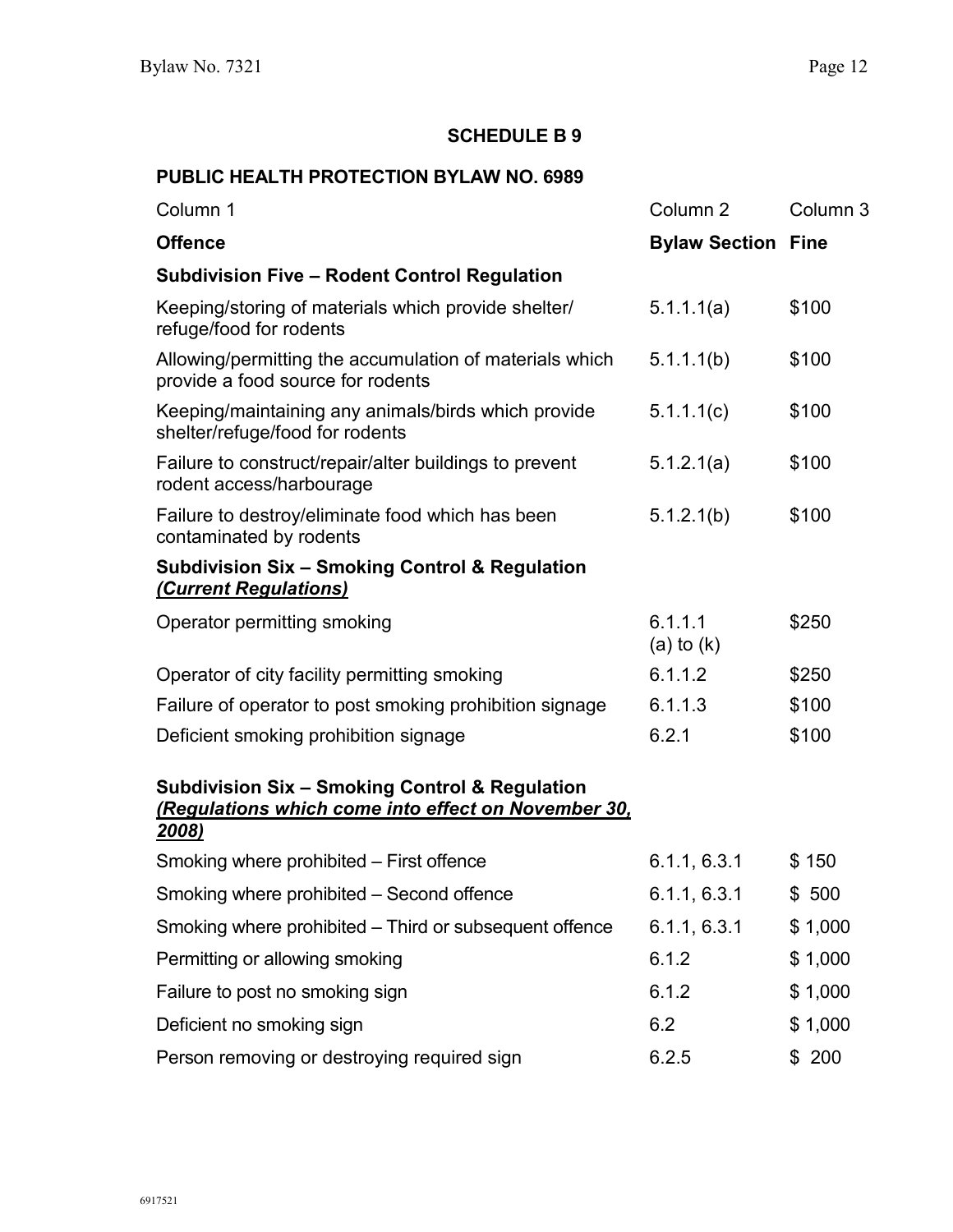## SCHEDULE B 9

### PUBLIC HEALTH PROTECTION BYLAW NO. 6989

| Column 1 | Column 2 | Column 3 |
|---|---|---|
| **Offence** | **Bylaw Section** | **Fine** |
| **Subdivision Five – Rodent Control Regulation** | | |
| Keeping/storing of materials which provide shelter/ refuge/food for rodents | 5.1.1.1(a) | $100 |
| Allowing/permitting the accumulation of materials which provide a food source for rodents | 5.1.1.1(b) | $100 |
| Keeping/maintaining any animals/birds which provide shelter/refuge/food for rodents | 5.1.1.1(c) | $100 |
| Failure to construct/repair/alter buildings to prevent rodent access/harbourage | 5.1.2.1(a) | $100 |
| Failure to destroy/eliminate food which has been contaminated by rodents | 5.1.2.1(b) | $100 |
| **Subdivision Six – Smoking Control & Regulation *(Current Regulations)*** | | |
| Operator permitting smoking | 6.1.1.1 (a) to (k) | $250 |
| Operator of city facility permitting smoking | 6.1.1.2 | $250 |
| Failure of operator to post smoking prohibition signage | 6.1.1.3 | $100 |
| Deficient smoking prohibition signage | 6.2.1 | $100 |
| **Subdivision Six – Smoking Control & Regulation *(Regulations which come into effect on November 30, 2008)*** | | |
| Smoking where prohibited – First offence | 6.1.1, 6.3.1 | $ 150 |
| Smoking where prohibited – Second offence | 6.1.1, 6.3.1 | $ 500 |
| Smoking where prohibited – Third or subsequent offence | 6.1.1, 6.3.1 | $ 1,000 |
| Permitting or allowing smoking | 6.1.2 | $ 1,000 |
| Failure to post no smoking sign | 6.1.2 | $ 1,000 |
| Deficient no smoking sign | 6.2 | $ 1,000 |
| Person removing or destroying required sign | 6.2.5 | $ 200 |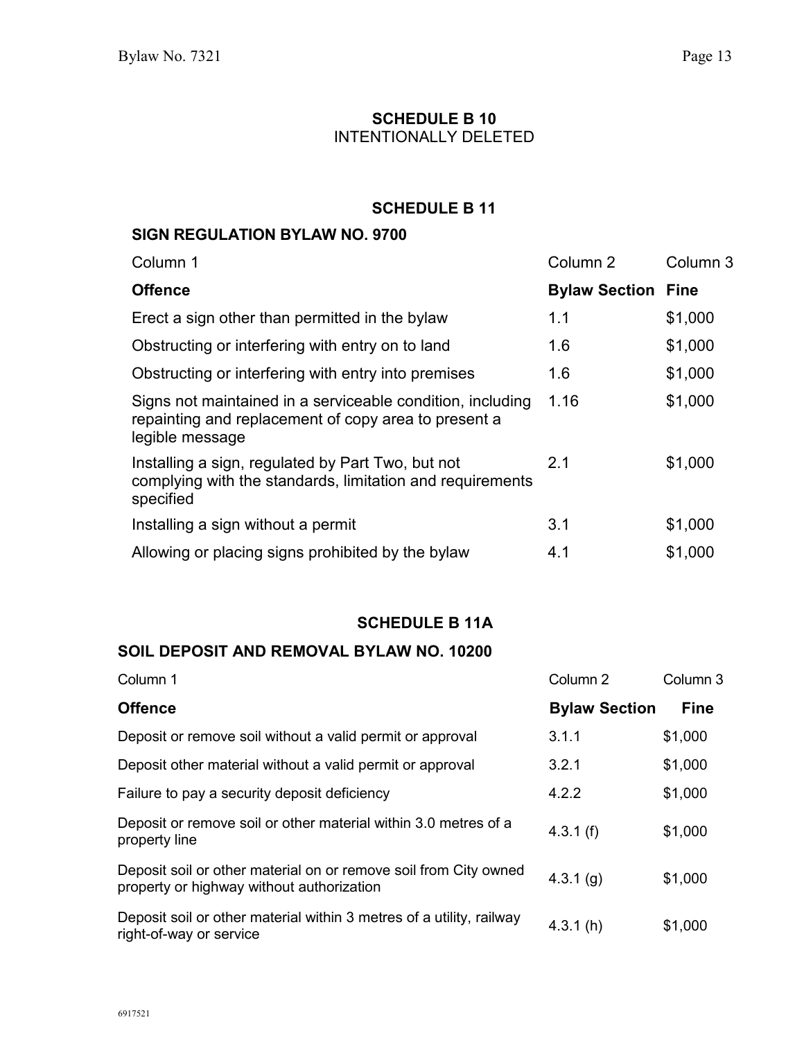## SCHEDULE B 10

INTENTIONALLY DELETED

## SCHEDULE B 11

### SIGN REGULATION BYLAW NO. 9700

| Column 1 | Column 2 | Column 3 |
|---|---|---|
| **Offence** | **Bylaw Section** | **Fine** |
| Erect a sign other than permitted in the bylaw | 1.1 | $1,000 |
| Obstructing or interfering with entry on to land | 1.6 | $1,000 |
| Obstructing or interfering with entry into premises | 1.6 | $1,000 |
| Signs not maintained in a serviceable condition, including repainting and replacement of copy area to present a legible message | 1.16 | $1,000 |
| Installing a sign, regulated by Part Two, but not complying with the standards, limitation and requirements specified | 2.1 | $1,000 |
| Installing a sign without a permit | 3.1 | $1,000 |
| Allowing or placing signs prohibited by the bylaw | 4.1 | $1,000 |

## SCHEDULE B 11A

### SOIL DEPOSIT AND REMOVAL BYLAW NO. 10200

| Column 1 | Column 2 | Column 3 |
|---|---|---|
| **Offence** | **Bylaw Section** | **Fine** |
| Deposit or remove soil without a valid permit or approval | 3.1.1 | $1,000 |
| Deposit other material without a valid permit or approval | 3.2.1 | $1,000 |
| Failure to pay a security deposit deficiency | 4.2.2 | $1,000 |
| Deposit or remove soil or other material within 3.0 metres of a property line | 4.3.1 (f) | $1,000 |
| Deposit soil or other material on or remove soil from City owned property or highway without authorization | 4.3.1 (g) | $1,000 |
| Deposit soil or other material within 3 metres of a utility, railway right-of-way or service | 4.3.1 (h) | $1,000 |

6917521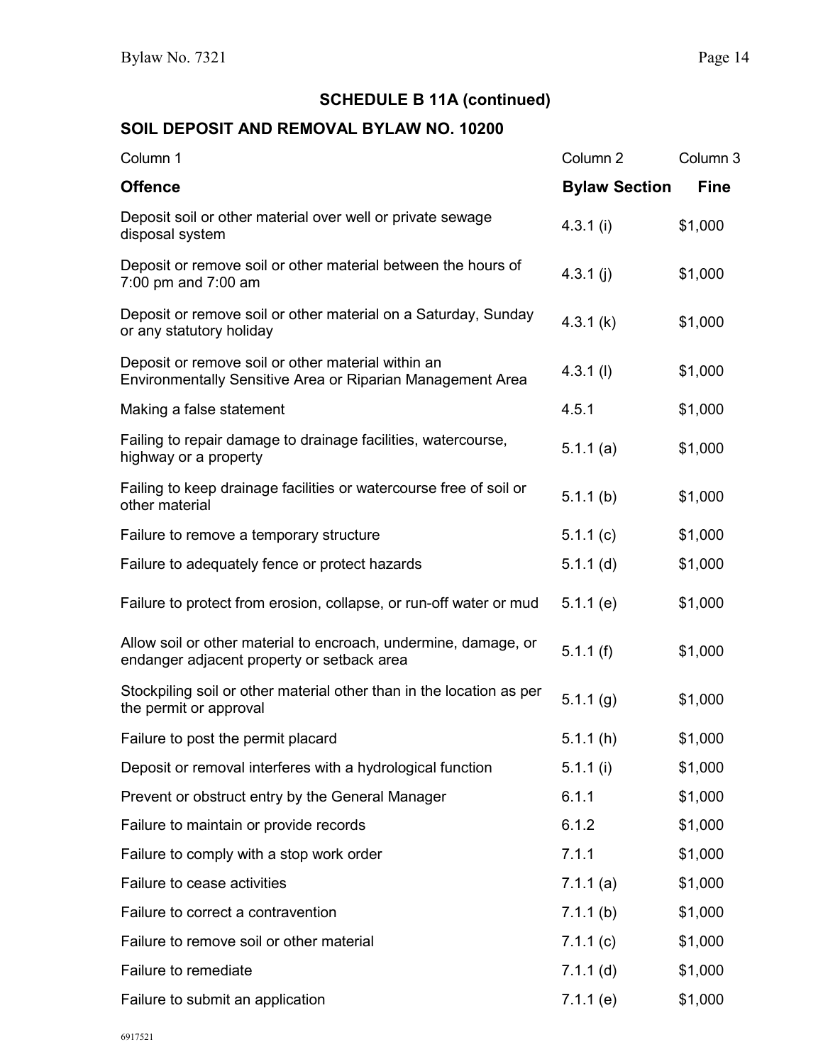## SCHEDULE B 11A (continued)

## SOIL DEPOSIT AND REMOVAL BYLAW NO. 10200

| Column 1 | Column 2 | Column 3 |
|---|---|---|
| **Offence** | **Bylaw Section** | **Fine** |
| Deposit soil or other material over well or private sewage disposal system | 4.3.1 (i) | $1,000 |
| Deposit or remove soil or other material between the hours of 7:00 pm and 7:00 am | 4.3.1 (j) | $1,000 |
| Deposit or remove soil or other material on a Saturday, Sunday or any statutory holiday | 4.3.1 (k) | $1,000 |
| Deposit or remove soil or other material within an Environmentally Sensitive Area or Riparian Management Area | 4.3.1 (l) | $1,000 |
| Making a false statement | 4.5.1 | $1,000 |
| Failing to repair damage to drainage facilities, watercourse, highway or a property | 5.1.1 (a) | $1,000 |
| Failing to keep drainage facilities or watercourse free of soil or other material | 5.1.1 (b) | $1,000 |
| Failure to remove a temporary structure | 5.1.1 (c) | $1,000 |
| Failure to adequately fence or protect hazards | 5.1.1 (d) | $1,000 |
| Failure to protect from erosion, collapse, or run-off water or mud | 5.1.1 (e) | $1,000 |
| Allow soil or other material to encroach, undermine, damage, or endanger adjacent property or setback area | 5.1.1 (f) | $1,000 |
| Stockpiling soil or other material other than in the location as per the permit or approval | 5.1.1 (g) | $1,000 |
| Failure to post the permit placard | 5.1.1 (h) | $1,000 |
| Deposit or removal interferes with a hydrological function | 5.1.1 (i) | $1,000 |
| Prevent or obstruct entry by the General Manager | 6.1.1 | $1,000 |
| Failure to maintain or provide records | 6.1.2 | $1,000 |
| Failure to comply with a stop work order | 7.1.1 | $1,000 |
| Failure to cease activities | 7.1.1 (a) | $1,000 |
| Failure to correct a contravention | 7.1.1 (b) | $1,000 |
| Failure to remove soil or other material | 7.1.1 (c) | $1,000 |
| Failure to remediate | 7.1.1 (d) | $1,000 |
| Failure to submit an application | 7.1.1 (e) | $1,000 |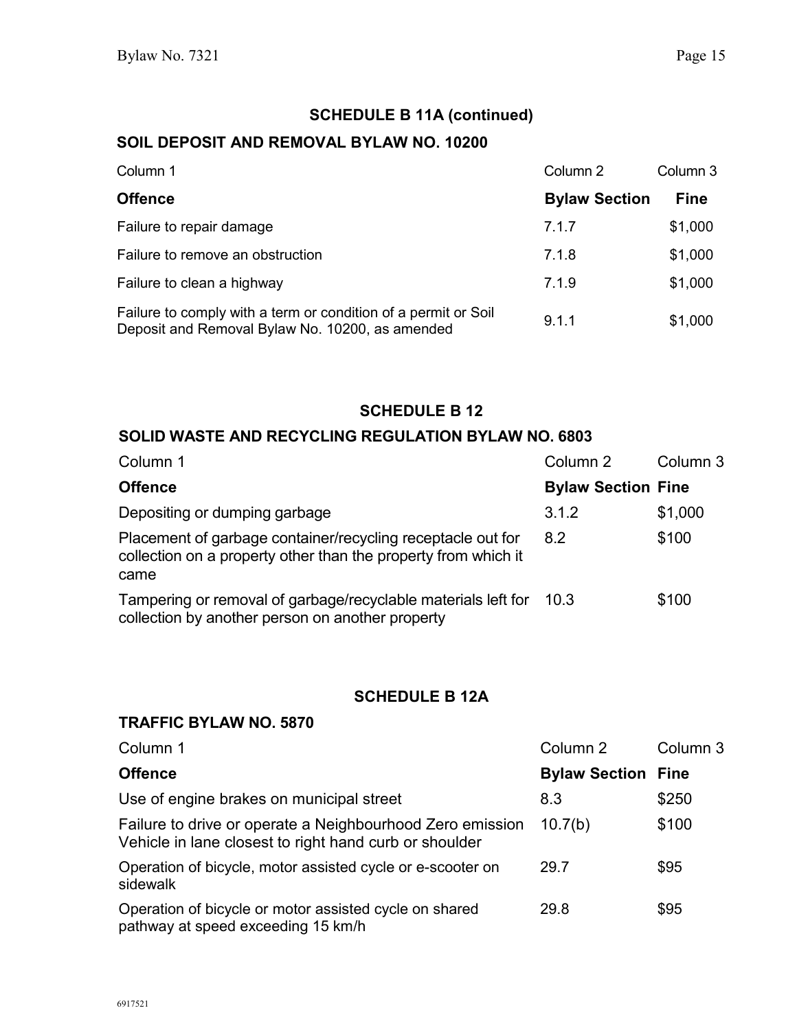## SCHEDULE B 11A (continued)

### SOIL DEPOSIT AND REMOVAL BYLAW NO. 10200

| Column 1 | Column 2 | Column 3 |
|---|---|---|
| **Offence** | **Bylaw Section** | **Fine** |
| Failure to repair damage | 7.1.7 | $1,000 |
| Failure to remove an obstruction | 7.1.8 | $1,000 |
| Failure to clean a highway | 7.1.9 | $1,000 |
| Failure to comply with a term or condition of a permit or Soil Deposit and Removal Bylaw No. 10200, as amended | 9.1.1 | $1,000 |

## SCHEDULE B 12

### SOLID WASTE AND RECYCLING REGULATION BYLAW NO. 6803

| Column 1 | Column 2 | Column 3 |
|---|---|---|
| **Offence** | **Bylaw Section** | **Fine** |
| Depositing or dumping garbage | 3.1.2 | $1,000 |
| Placement of garbage container/recycling receptacle out for collection on a property other than the property from which it came | 8.2 | $100 |
| Tampering or removal of garbage/recyclable materials left for collection by another person on another property | 10.3 | $100 |

## SCHEDULE B 12A

### TRAFFIC BYLAW NO. 5870

| Column 1 | Column 2 | Column 3 |
|---|---|---|
| **Offence** | **Bylaw Section** | **Fine** |
| Use of engine brakes on municipal street | 8.3 | $250 |
| Failure to drive or operate a Neighbourhood Zero emission Vehicle in lane closest to right hand curb or shoulder | 10.7(b) | $100 |
| Operation of bicycle, motor assisted cycle or e-scooter on sidewalk | 29.7 | $95 |
| Operation of bicycle or motor assisted cycle on shared pathway at speed exceeding 15 km/h | 29.8 | $95 |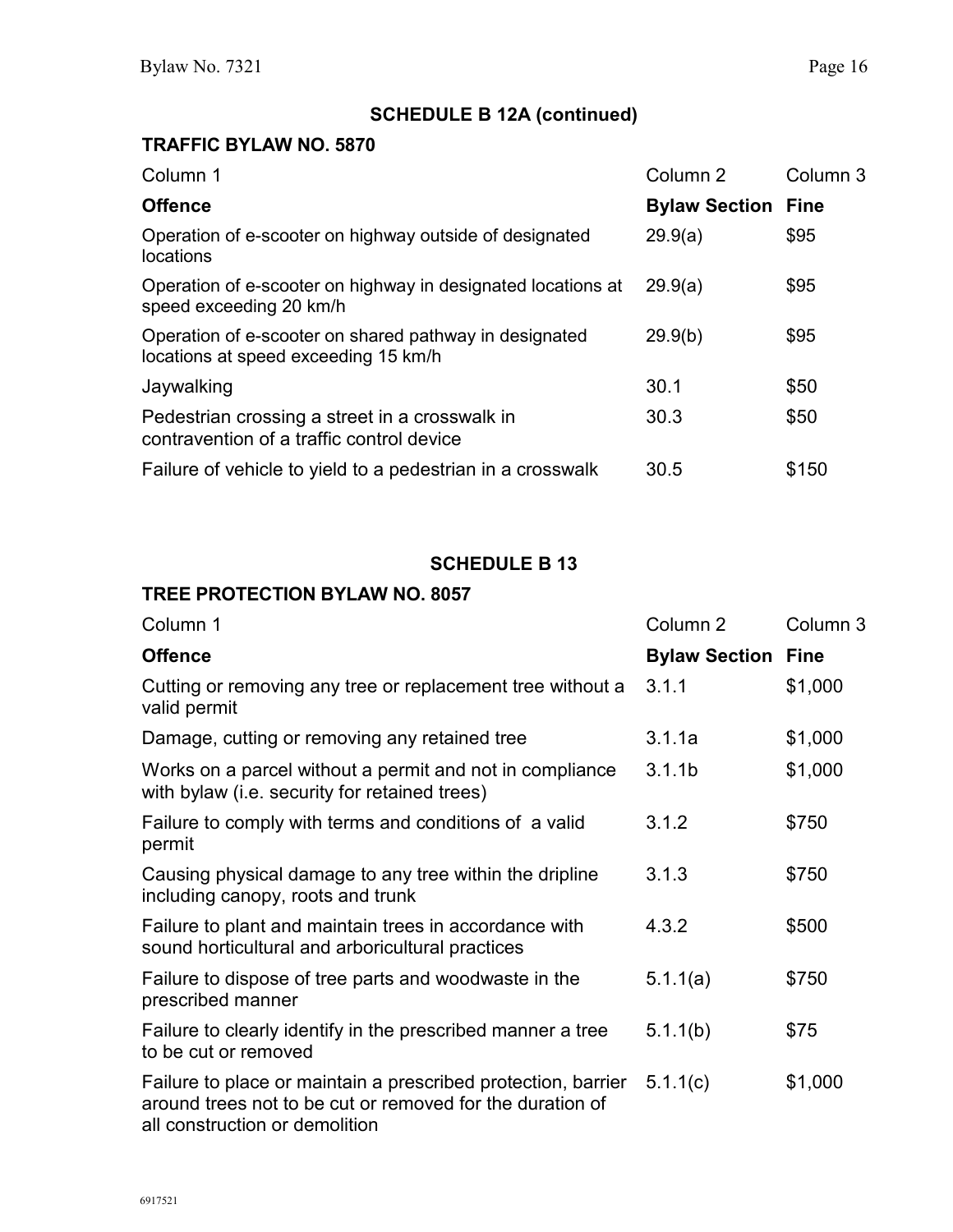## SCHEDULE B 12A (continued)

### TRAFFIC BYLAW NO. 5870

| Column 1 | Column 2 | Column 3 |
| --- | --- | --- |
| **Offence** | **Bylaw Section** | **Fine** |
| Operation of e-scooter on highway outside of designated locations | 29.9(a) | $95 |
| Operation of e-scooter on highway in designated locations at speed exceeding 20 km/h | 29.9(a) | $95 |
| Operation of e-scooter on shared pathway in designated locations at speed exceeding 15 km/h | 29.9(b) | $95 |
| Jaywalking | 30.1 | $50 |
| Pedestrian crossing a street in a crosswalk in contravention of a traffic control device | 30.3 | $50 |
| Failure of vehicle to yield to a pedestrian in a crosswalk | 30.5 | $150 |

## SCHEDULE B 13

### TREE PROTECTION BYLAW NO. 8057

| Column 1 | Column 2 | Column 3 |
| --- | --- | --- |
| **Offence** | **Bylaw Section** | **Fine** |
| Cutting or removing any tree or replacement tree without a valid permit | 3.1.1 | $1,000 |
| Damage, cutting or removing any retained tree | 3.1.1a | $1,000 |
| Works on a parcel without a permit and not in compliance with bylaw (i.e. security for retained trees) | 3.1.1b | $1,000 |
| Failure to comply with terms and conditions of a valid permit | 3.1.2 | $750 |
| Causing physical damage to any tree within the dripline including canopy, roots and trunk | 3.1.3 | $750 |
| Failure to plant and maintain trees in accordance with sound horticultural and arboricultural practices | 4.3.2 | $500 |
| Failure to dispose of tree parts and woodwaste in the prescribed manner | 5.1.1(a) | $750 |
| Failure to clearly identify in the prescribed manner a tree to be cut or removed | 5.1.1(b) | $75 |
| Failure to place or maintain a prescribed protection, barrier around trees not to be cut or removed for the duration of all construction or demolition | 5.1.1(c) | $1,000 |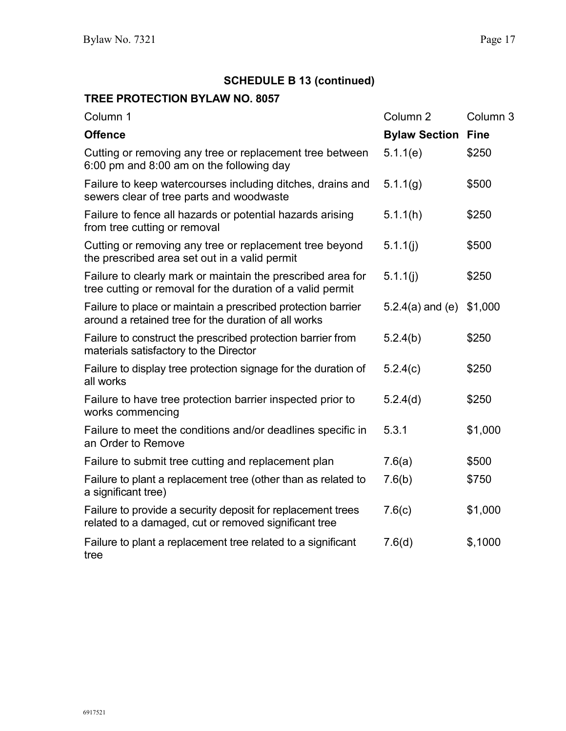## SCHEDULE B 13 (continued)

### TREE PROTECTION BYLAW NO. 8057

| Column 1 | Column 2 | Column 3 |
|---|---|---|
| **Offence** | **Bylaw Section** | **Fine** |
| Cutting or removing any tree or replacement tree between 6:00 pm and 8:00 am on the following day | 5.1.1(e) | $250 |
| Failure to keep watercourses including ditches, drains and sewers clear of tree parts and woodwaste | 5.1.1(g) | $500 |
| Failure to fence all hazards or potential hazards arising from tree cutting or removal | 5.1.1(h) | $250 |
| Cutting or removing any tree or replacement tree beyond the prescribed area set out in a valid permit | 5.1.1(j) | $500 |
| Failure to clearly mark or maintain the prescribed area for tree cutting or removal for the duration of a valid permit | 5.1.1(j) | $250 |
| Failure to place or maintain a prescribed protection barrier around a retained tree for the duration of all works | 5.2.4(a) and (e) | $1,000 |
| Failure to construct the prescribed protection barrier from materials satisfactory to the Director | 5.2.4(b) | $250 |
| Failure to display tree protection signage for the duration of all works | 5.2.4(c) | $250 |
| Failure to have tree protection barrier inspected prior to works commencing | 5.2.4(d) | $250 |
| Failure to meet the conditions and/or deadlines specific in an Order to Remove | 5.3.1 | $1,000 |
| Failure to submit tree cutting and replacement plan | 7.6(a) | $500 |
| Failure to plant a replacement tree (other than as related to a significant tree) | 7.6(b) | $750 |
| Failure to provide a security deposit for replacement trees related to a damaged, cut or removed significant tree | 7.6(c) | $1,000 |
| Failure to plant a replacement tree related to a significant tree | 7.6(d) | $,1000 |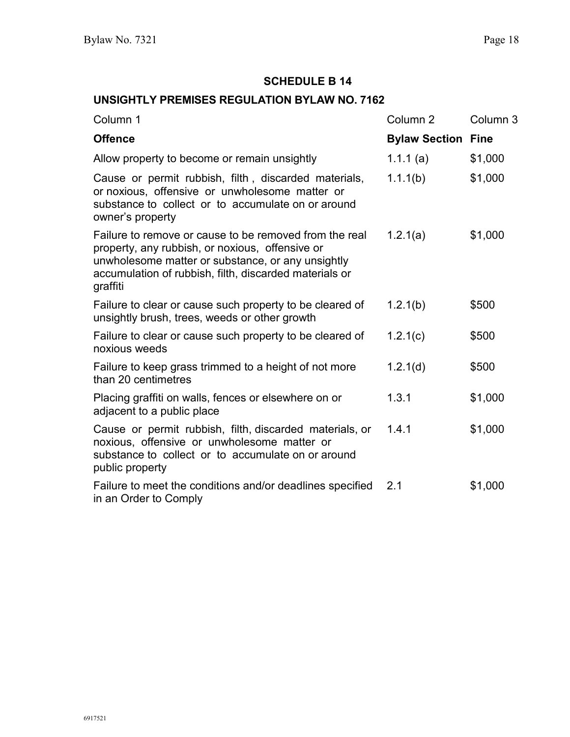## SCHEDULE B 14

### UNSIGHTLY PREMISES REGULATION BYLAW NO. 7162

| Column 1 | Column 2 | Column 3 |
|---|---|---|
| **Offence** | **Bylaw Section** | **Fine** |
| Allow property to become or remain unsightly | 1.1.1 (a) | $1,000 |
| Cause or permit rubbish, filth , discarded materials, or noxious, offensive or unwholesome matter or substance to collect or to accumulate on or around owner's property | 1.1.1(b) | $1,000 |
| Failure to remove or cause to be removed from the real property, any rubbish, or noxious, offensive or unwholesome matter or substance, or any unsightly accumulation of rubbish, filth, discarded materials or graffiti | 1.2.1(a) | $1,000 |
| Failure to clear or cause such property to be cleared of unsightly brush, trees, weeds or other growth | 1.2.1(b) | $500 |
| Failure to clear or cause such property to be cleared of noxious weeds | 1.2.1(c) | $500 |
| Failure to keep grass trimmed to a height of not more than 20 centimetres | 1.2.1(d) | $500 |
| Placing graffiti on walls, fences or elsewhere on or adjacent to a public place | 1.3.1 | $1,000 |
| Cause or permit rubbish, filth, discarded materials, or noxious, offensive or unwholesome matter or substance to collect or to accumulate on or around public property | 1.4.1 | $1,000 |
| Failure to meet the conditions and/or deadlines specified in an Order to Comply | 2.1 | $1,000 |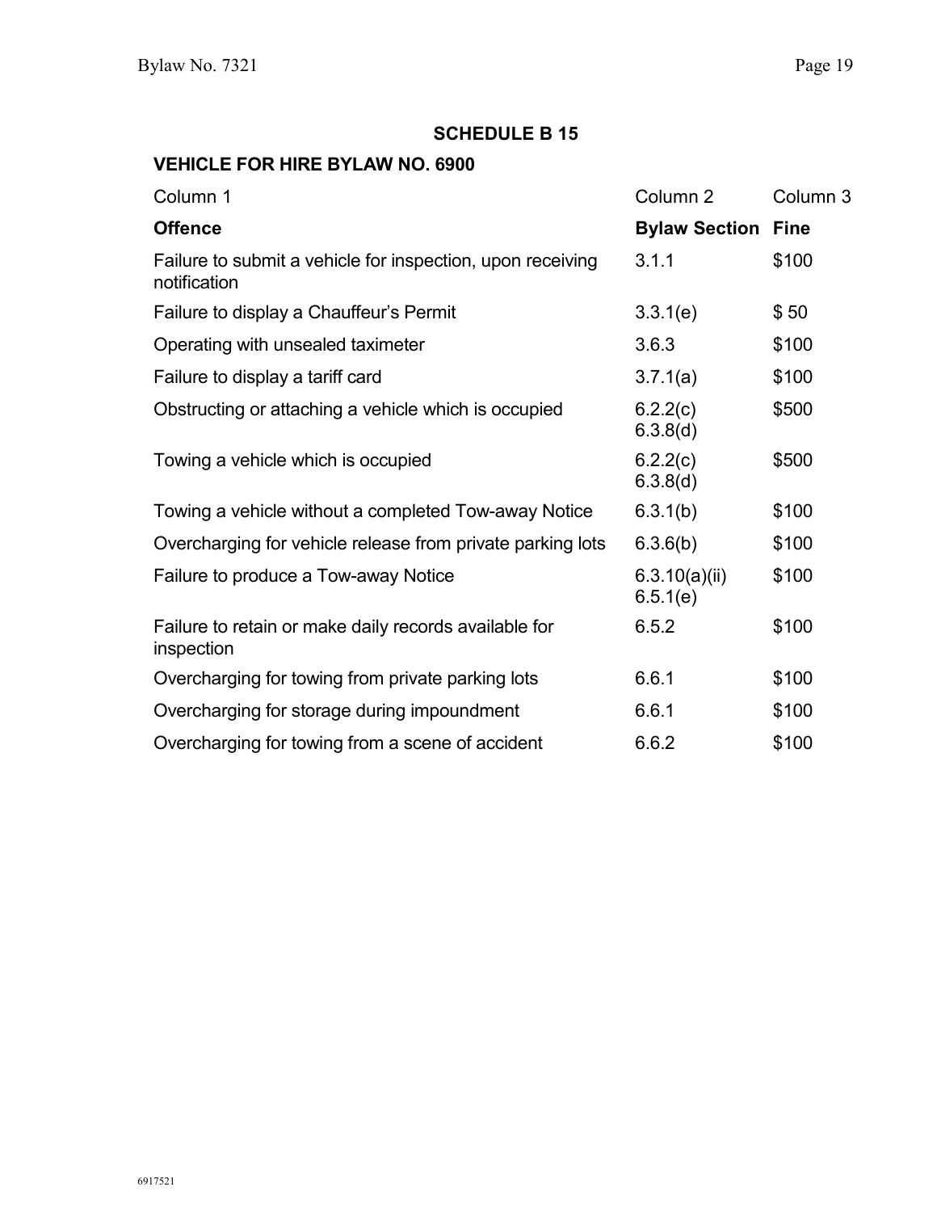## SCHEDULE B 15

### VEHICLE FOR HIRE BYLAW NO. 6900

| Column 1 | Column 2 | Column 3 |
|---|---|---|
| **Offence** | **Bylaw Section** | **Fine** |
| Failure to submit a vehicle for inspection, upon receiving notification | 3.1.1 | $100 |
| Failure to display a Chauffeur's Permit | 3.3.1(e) | $ 50 |
| Operating with unsealed taximeter | 3.6.3 | $100 |
| Failure to display a tariff card | 3.7.1(a) | $100 |
| Obstructing or attaching a vehicle which is occupied | 6.2.2(c) 6.3.8(d) | $500 |
| Towing a vehicle which is occupied | 6.2.2(c) 6.3.8(d) | $500 |
| Towing a vehicle without a completed Tow-away Notice | 6.3.1(b) | $100 |
| Overcharging for vehicle release from private parking lots | 6.3.6(b) | $100 |
| Failure to produce a Tow-away Notice | 6.3.10(a)(ii) 6.5.1(e) | $100 |
| Failure to retain or make daily records available for inspection | 6.5.2 | $100 |
| Overcharging for towing from private parking lots | 6.6.1 | $100 |
| Overcharging for storage during impoundment | 6.6.1 | $100 |
| Overcharging for towing from a scene of accident | 6.6.2 | $100 |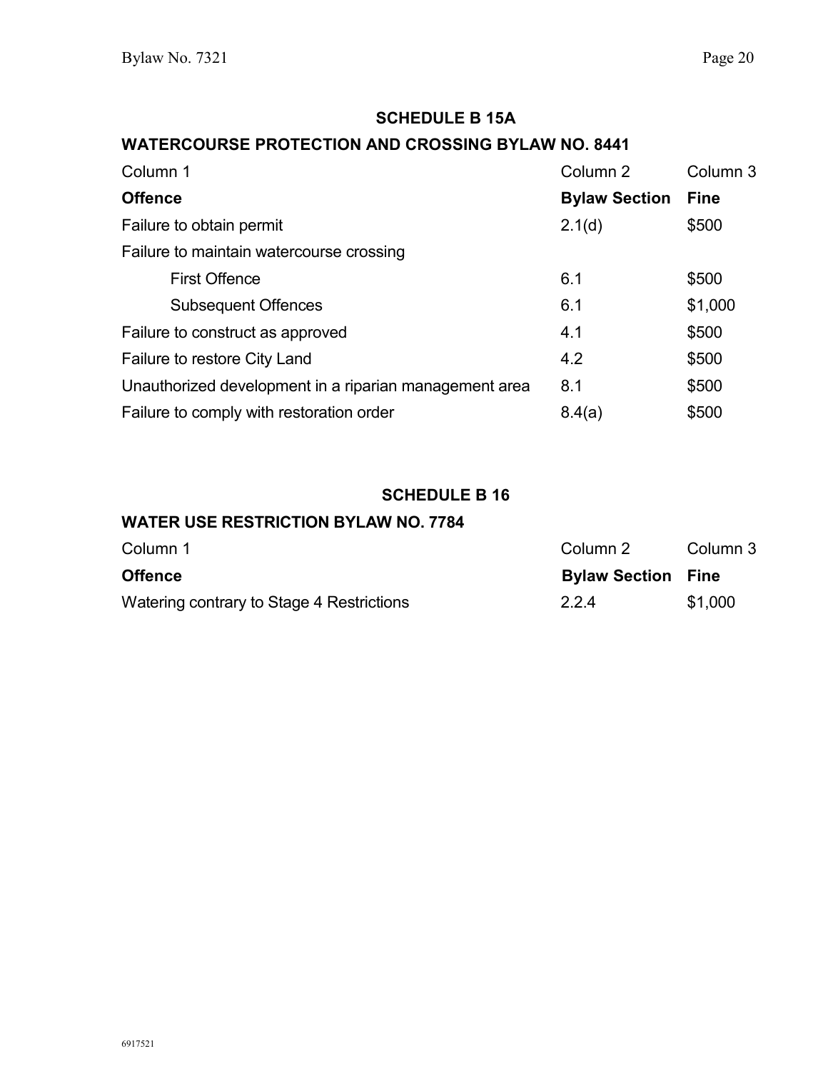## SCHEDULE B 15A

### WATERCOURSE PROTECTION AND CROSSING BYLAW NO. 8441

| Column 1 | Column 2 | Column 3 |
|---|---|---|
| **Offence** | **Bylaw Section** | **Fine** |
| Failure to obtain permit | 2.1(d) | $500 |
| Failure to maintain watercourse crossing | | |
| First Offence | 6.1 | $500 |
| Subsequent Offences | 6.1 | $1,000 |
| Failure to construct as approved | 4.1 | $500 |
| Failure to restore City Land | 4.2 | $500 |
| Unauthorized development in a riparian management area | 8.1 | $500 |
| Failure to comply with restoration order | 8.4(a) | $500 |

## SCHEDULE B 16

### WATER USE RESTRICTION BYLAW NO. 7784

| Column 1 | Column 2 | Column 3 |
|---|---|---|
| **Offence** | **Bylaw Section** | **Fine** |
| Watering contrary to Stage 4 Restrictions | 2.2.4 | $1,000 |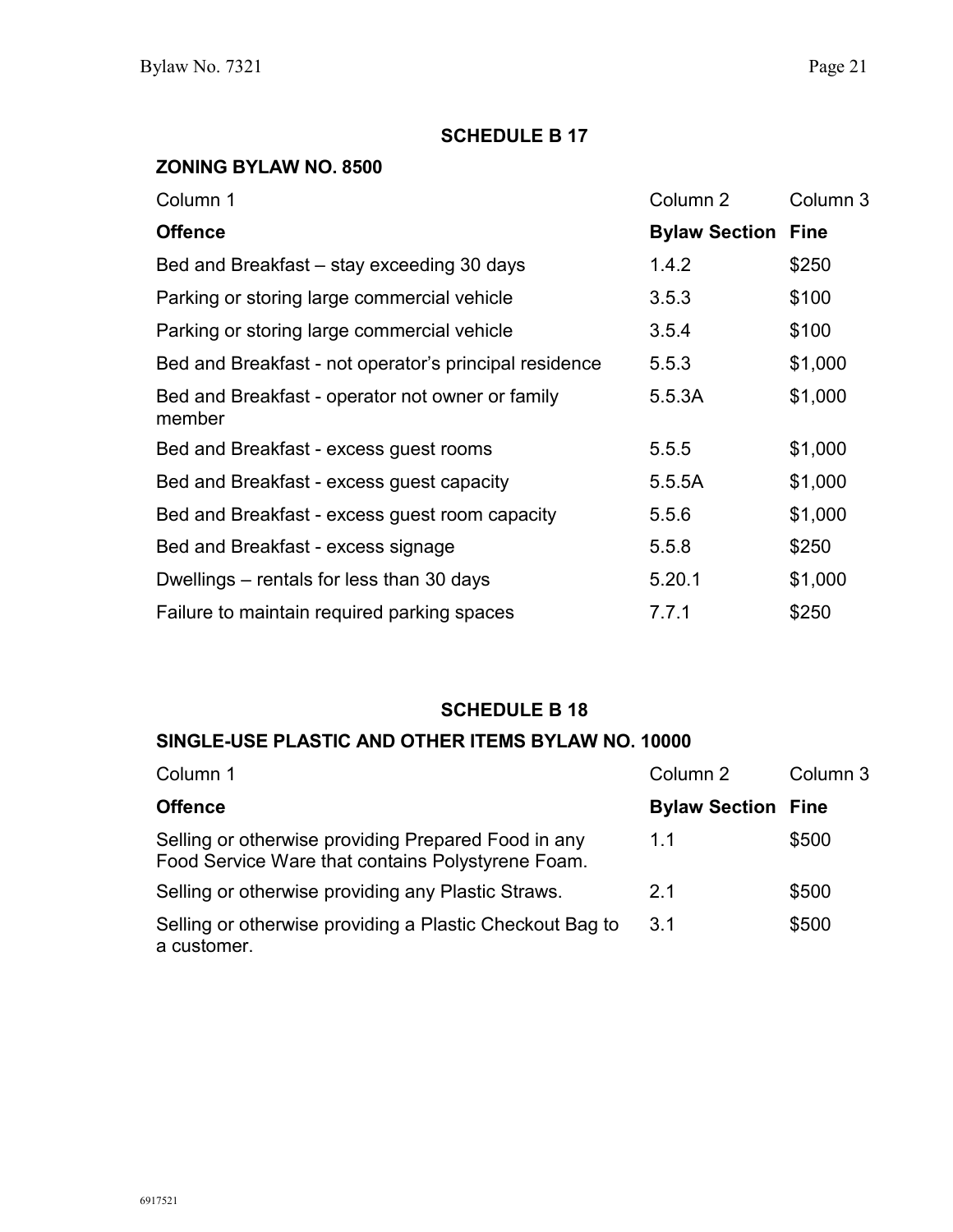## SCHEDULE B 17

### ZONING BYLAW NO. 8500

| Column 1 | Column 2 | Column 3 |
|---|---|---|
| **Offence** | **Bylaw Section** | **Fine** |
| Bed and Breakfast – stay exceeding 30 days | 1.4.2 | $250 |
| Parking or storing large commercial vehicle | 3.5.3 | $100 |
| Parking or storing large commercial vehicle | 3.5.4 | $100 |
| Bed and Breakfast - not operator's principal residence | 5.5.3 | $1,000 |
| Bed and Breakfast - operator not owner or family member | 5.5.3A | $1,000 |
| Bed and Breakfast - excess guest rooms | 5.5.5 | $1,000 |
| Bed and Breakfast - excess guest capacity | 5.5.5A | $1,000 |
| Bed and Breakfast - excess guest room capacity | 5.5.6 | $1,000 |
| Bed and Breakfast - excess signage | 5.5.8 | $250 |
| Dwellings – rentals for less than 30 days | 5.20.1 | $1,000 |
| Failure to maintain required parking spaces | 7.7.1 | $250 |

## SCHEDULE B 18

### SINGLE-USE PLASTIC AND OTHER ITEMS BYLAW NO. 10000

| Column 1 | Column 2 | Column 3 |
|---|---|---|
| **Offence** | **Bylaw Section** | **Fine** |
| Selling or otherwise providing Prepared Food in any Food Service Ware that contains Polystyrene Foam. | 1.1 | $500 |
| Selling or otherwise providing any Plastic Straws. | 2.1 | $500 |
| Selling or otherwise providing a Plastic Checkout Bag to a customer. | 3.1 | $500 |